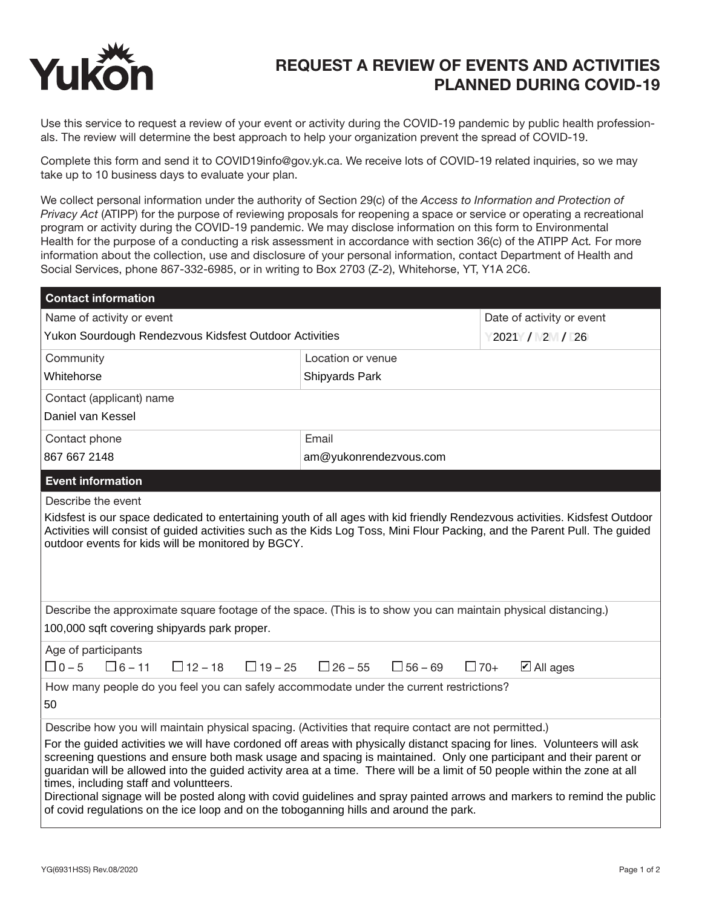# Yukon

## REQUEST A REVIEW OF EVENTS AND ACTIVITIES PLANNED DURING COVID-19

Use this service to request a review of your event or activity during the COVID-19 pandemic by public health professionals. The review will determine the best approach to help your organization prevent the spread of COVID-19.

Complete this form and send it to COVID19info@gov.yk.ca. We receive lots of COVID-19 related inquiries, so we may take up to 10 business days to evaluate your plan.

We collect personal information under the authority of Section 29(c) of the *Access to Information and Protection of Privacy Act* (ATIPP) for the purpose of reviewing proposals for reopening a space or service or operating a recreational program or activity during the COVID-19 pandemic. We may disclose information on this form to Environmental Health for the purpose of a conducting a risk assessment in accordance with section 36(c) of the ATIPP Act. For more information about the collection, use and disclosure of your personal information, contact Department of Health and Social Services, phone 867-332-6985, or in writing to Box 2703 (Z-2), Whitehorse, YT, Y1A 2C6.

### Contact information

| Field | Value |
|---|---|
| Name of activity or event | Yukon Sourdough Rendezvous Kidsfest Outdoor Activities |
| Date of activity or event (Y/M/D) | 2021 / 2 / 26 |
| Community | Whitehorse |
| Location or venue | Shipyards Park |
| Contact (applicant) name | Daniel van Kessel |
| Contact phone | 867 667 2148 |
| Email | am@yukonrendezvous.com |

### Event information

**Describe the event**

Kidsfest is our space dedicated to entertaining youth of all ages with kid friendly Rendezvous activities. Kidsfest Outdoor Activities will consist of guided activities such as the Kids Log Toss, Mini Flour Packing, and the Parent Pull. The guided outdoor events for kids will be monitored by BGCY.

**Describe the approximate square footage of the space. (This is to show you can maintain physical distancing.)**

100,000 sqft covering shipyards park proper.

**Age of participants**

☐ 0 – 5 ☐ 6 – 11 ☐ 12 – 18 ☐ 19 – 25 ☐ 26 – 55 ☐ 56 – 69 ☐ 70+ ☑ All ages

**How many people do you feel you can safely accommodate under the current restrictions?**

50

**Describe how you will maintain physical spacing. (Activities that require contact are not permitted.)**

For the guided activities we will have cordoned off areas with physically distant spacing for lines. Volunteers will ask screening questions and ensure both mask usage and spacing is maintained. Only one participant and their parent or guaridan will be allowed into the guided activity area at a time. There will be a limit of 50 people within the zone at all times, including staff and voluntteers.

Directional signage will be posted along with covid guidelines and spray painted arrows and markers to remind the public of covid regulations on the ice loop and on the toboganning hills and around the park.

YG(6931HSS) Rev.08/2020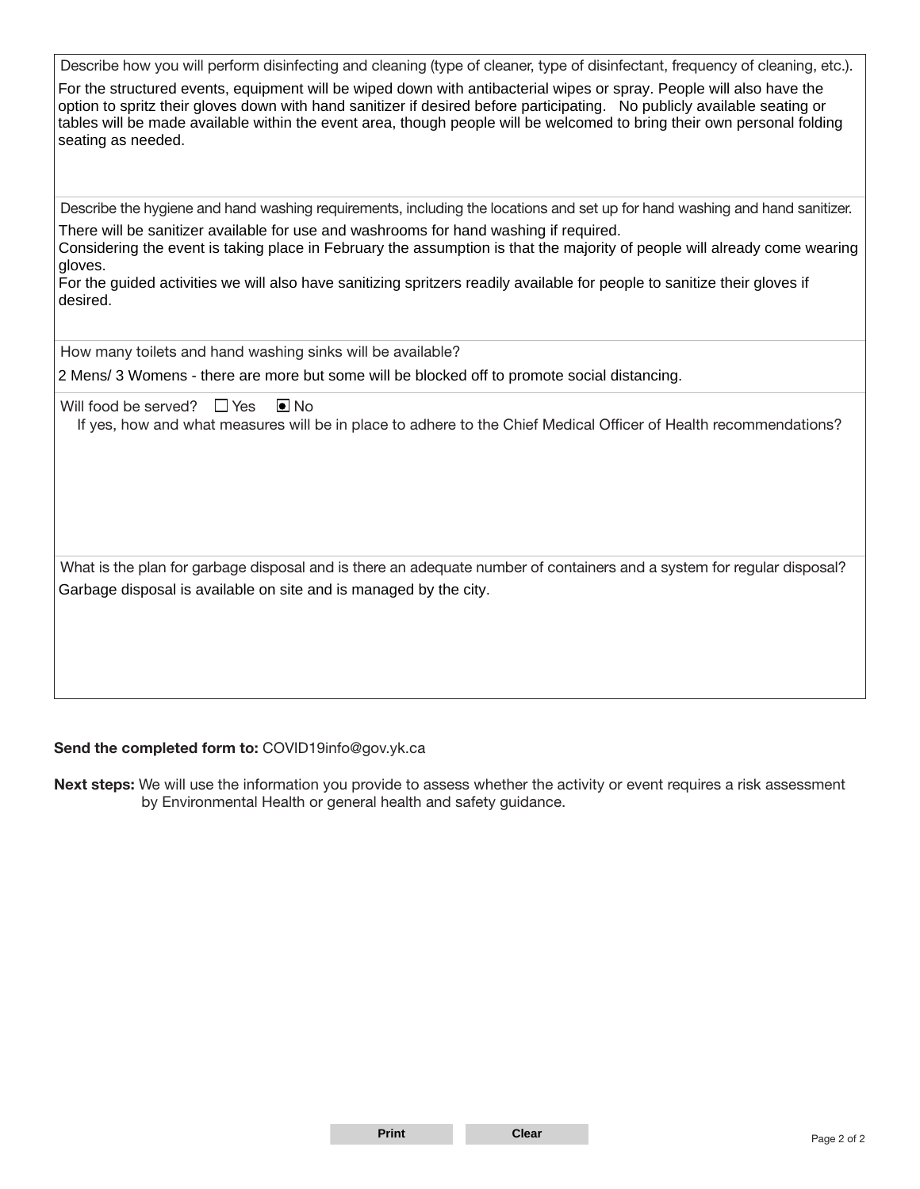Describe how you will perform disinfecting and cleaning (type of cleaner, type of disinfectant, frequency of cleaning, etc.).

For the structured events, equipment will be wiped down with antibacterial wipes or spray. People will also have the option to spritz their gloves down with hand sanitizer if desired before participating. No publicly available seating or tables will be made available within the event area, though people will be welcomed to bring their own personal folding seating as needed.

Describe the hygiene and hand washing requirements, including the locations and set up for hand washing and hand sanitizer.

There will be sanitizer available for use and washrooms for hand washing if required.
Considering the event is taking place in February the assumption is that the majority of people will already come wearing gloves.
For the guided activities we will also have sanitizing spritzers readily available for people to sanitize their gloves if desired.

How many toilets and hand washing sinks will be available?

2 Mens/ 3 Womens - there are more but some will be blocked off to promote social distancing.

Will food be served? ☐ Yes ☒ No

If yes, how and what measures will be in place to adhere to the Chief Medical Officer of Health recommendations?

What is the plan for garbage disposal and is there an adequate number of containers and a system for regular disposal?

Garbage disposal is available on site and is managed by the city.

**Send the completed form to:** COVID19info@gov.yk.ca

**Next steps:** We will use the information you provide to assess whether the activity or event requires a risk assessment by Environmental Health or general health and safety guidance.

Print Clear